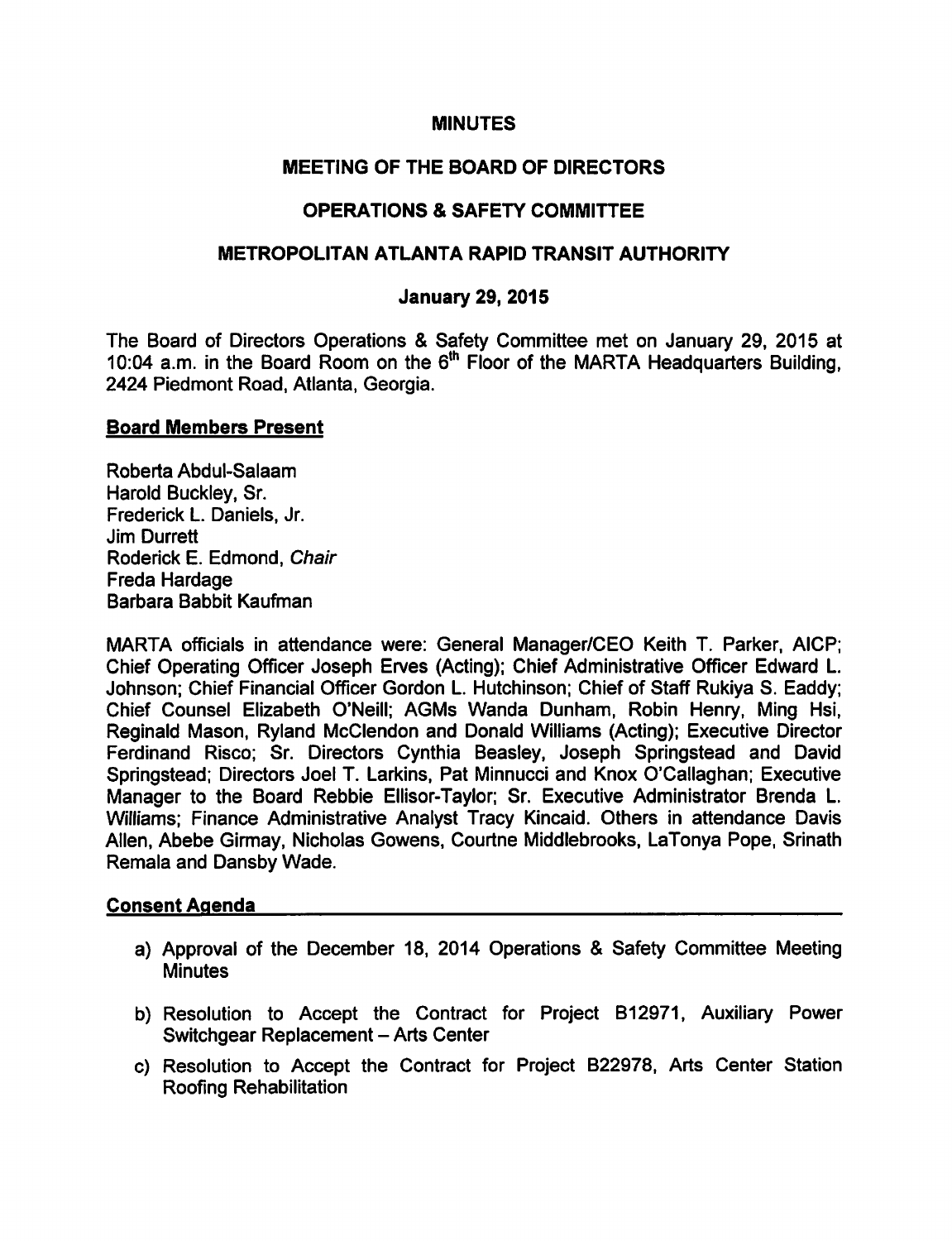# MINUTES

## MEETING OF THE BOARD OF DIRECTORS

## OPERATIONS & SAFETY COMMITTEE

## METROPOLITAN ATLANTA RAPID TRANSIT AUTHORITY

### January 29, 2015

The Board of Directors Operations & Safety Committee met on January 29, 2015 at 10:04 a.m. in the Board Room on the 6th Floor of the MARTA Headquarters Building, 2424 Piedmont Road, Atlanta, Georgia.

**Board Members Present**

Roberta Abdul-Salaam
Harold Buckley, Sr.
Frederick L. Daniels, Jr.
Jim Durrett
Roderick E. Edmond, *Chair*
Freda Hardage
Barbara Babbit Kaufman

MARTA officials in attendance were: General Manager/CEO Keith T. Parker, AICP; Chief Operating Officer Joseph Erves (Acting); Chief Administrative Officer Edward L. Johnson; Chief Financial Officer Gordon L. Hutchinson; Chief of Staff Rukiya S. Eaddy; Chief Counsel Elizabeth O'Neill; AGMs Wanda Dunham, Robin Henry, Ming Hsi, Reginald Mason, Ryland McClendon and Donald Williams (Acting); Executive Director Ferdinand Risco; Sr. Directors Cynthia Beasley, Joseph Springstead and David Springstead; Directors Joel T. Larkins, Pat Minnucci and Knox O'Callaghan; Executive Manager to the Board Rebbie Ellisor-Taylor; Sr. Executive Administrator Brenda L. Williams; Finance Administrative Analyst Tracy Kincaid. Others in attendance Davis Allen, Abebe Girmay, Nicholas Gowens, Courtne Middlebrooks, LaTonya Pope, Srinath Remala and Dansby Wade.

**Consent Agenda**

a) Approval of the December 18, 2014 Operations & Safety Committee Meeting Minutes

b) Resolution to Accept the Contract for Project B12971, Auxiliary Power Switchgear Replacement – Arts Center

c) Resolution to Accept the Contract for Project B22978, Arts Center Station Roofing Rehabilitation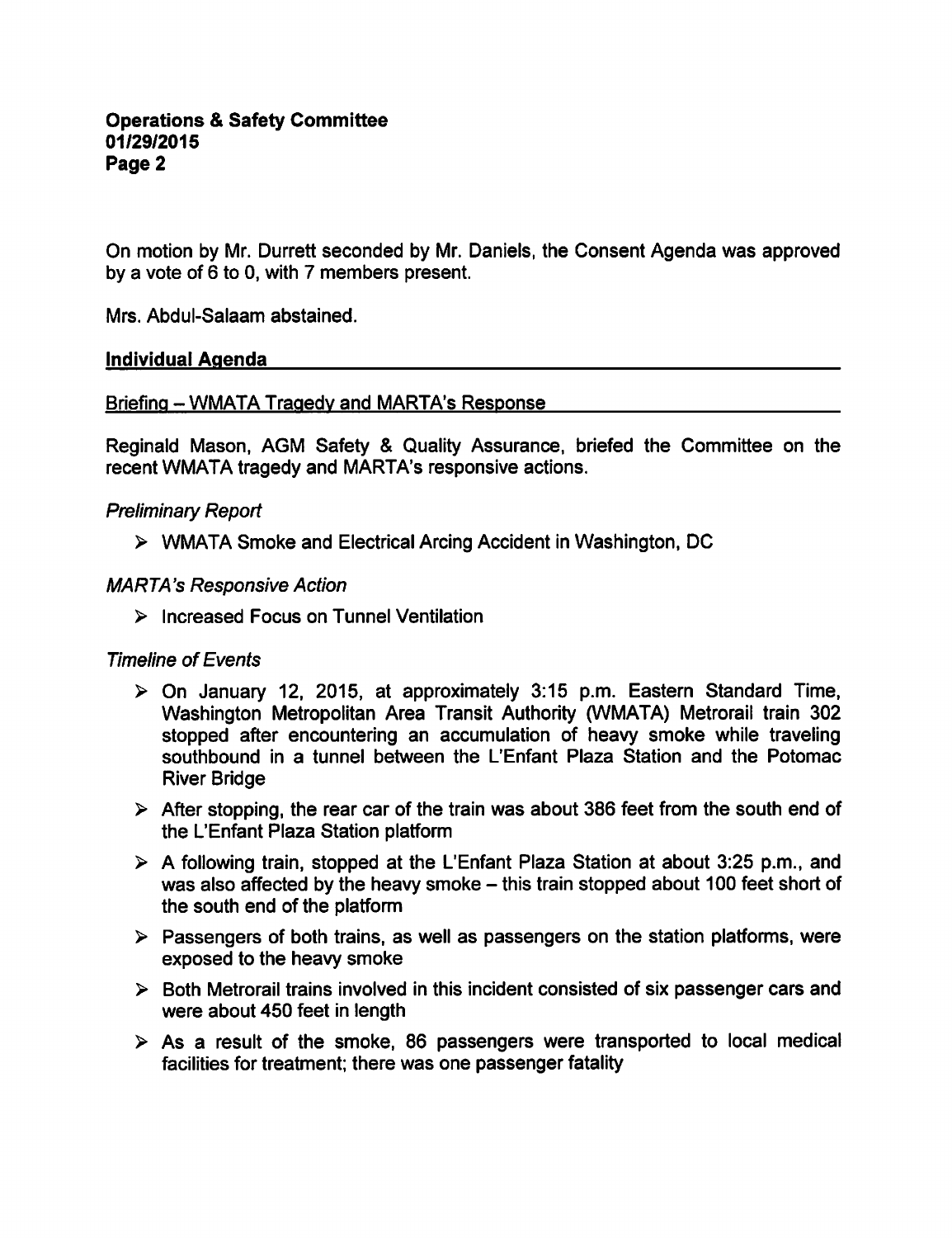On motion by Mr. Durrett seconded by Mr. Daniels, the Consent Agenda was approved by a vote of 6 to 0, with 7 members present.

Mrs. Abdul-Salaam abstained.

## Individual Agenda

### Briefing – WMATA Tragedy and MARTA's Response

Reginald Mason, AGM Safety & Quality Assurance, briefed the Committee on the recent WMATA tragedy and MARTA's responsive actions.

*Preliminary Report*

- WMATA Smoke and Electrical Arcing Accident in Washington, DC

*MARTA's Responsive Action*

- Increased Focus on Tunnel Ventilation

*Timeline of Events*

- On January 12, 2015, at approximately 3:15 p.m. Eastern Standard Time, Washington Metropolitan Area Transit Authority (WMATA) Metrorail train 302 stopped after encountering an accumulation of heavy smoke while traveling southbound in a tunnel between the L'Enfant Plaza Station and the Potomac River Bridge
- After stopping, the rear car of the train was about 386 feet from the south end of the L'Enfant Plaza Station platform
- A following train, stopped at the L'Enfant Plaza Station at about 3:25 p.m., and was also affected by the heavy smoke – this train stopped about 100 feet short of the south end of the platform
- Passengers of both trains, as well as passengers on the station platforms, were exposed to the heavy smoke
- Both Metrorail trains involved in this incident consisted of six passenger cars and were about 450 feet in length
- As a result of the smoke, 86 passengers were transported to local medical facilities for treatment; there was one passenger fatality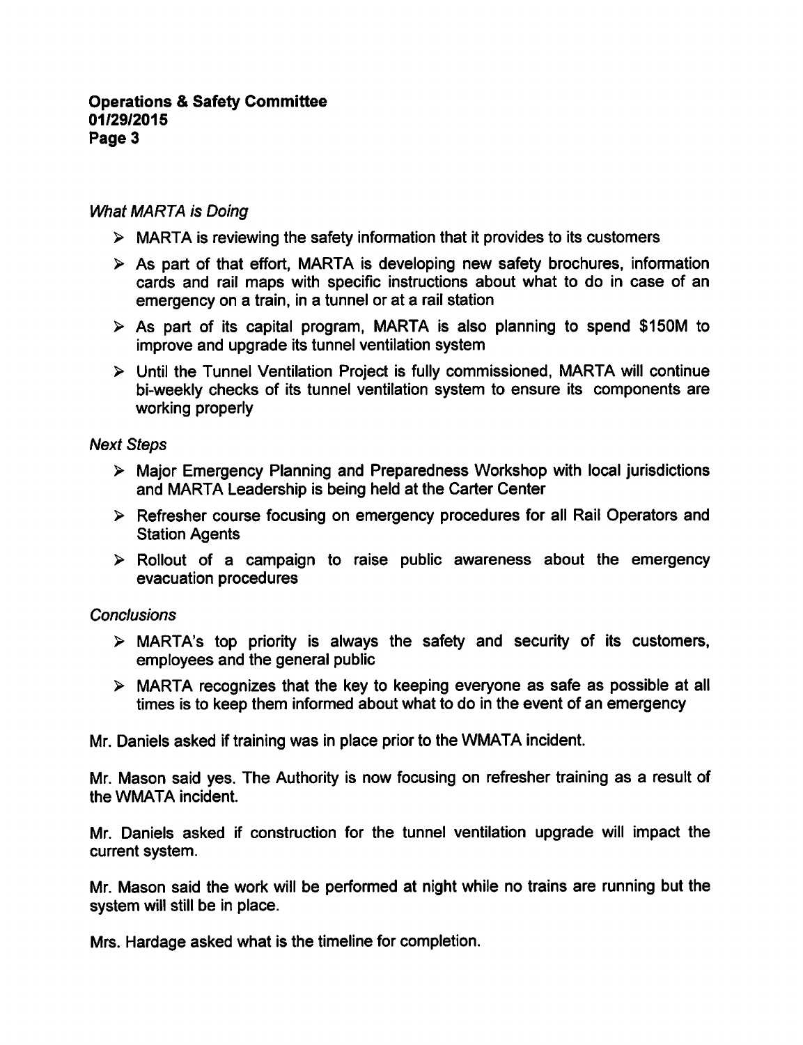*What MARTA is Doing*

- MARTA is reviewing the safety information that it provides to its customers
- As part of that effort, MARTA is developing new safety brochures, information cards and rail maps with specific instructions about what to do in case of an emergency on a train, in a tunnel or at a rail station
- As part of its capital program, MARTA is also planning to spend $150M to improve and upgrade its tunnel ventilation system
- Until the Tunnel Ventilation Project is fully commissioned, MARTA will continue bi-weekly checks of its tunnel ventilation system to ensure its components are working properly

*Next Steps*

- Major Emergency Planning and Preparedness Workshop with local jurisdictions and MARTA Leadership is being held at the Carter Center
- Refresher course focusing on emergency procedures for all Rail Operators and Station Agents
- Rollout of a campaign to raise public awareness about the emergency evacuation procedures

*Conclusions*

- MARTA's top priority is always the safety and security of its customers, employees and the general public
- MARTA recognizes that the key to keeping everyone as safe as possible at all times is to keep them informed about what to do in the event of an emergency

Mr. Daniels asked if training was in place prior to the WMATA incident.

Mr. Mason said yes. The Authority is now focusing on refresher training as a result of the WMATA incident.

Mr. Daniels asked if construction for the tunnel ventilation upgrade will impact the current system.

Mr. Mason said the work will be performed at night while no trains are running but the system will still be in place.

Mrs. Hardage asked what is the timeline for completion.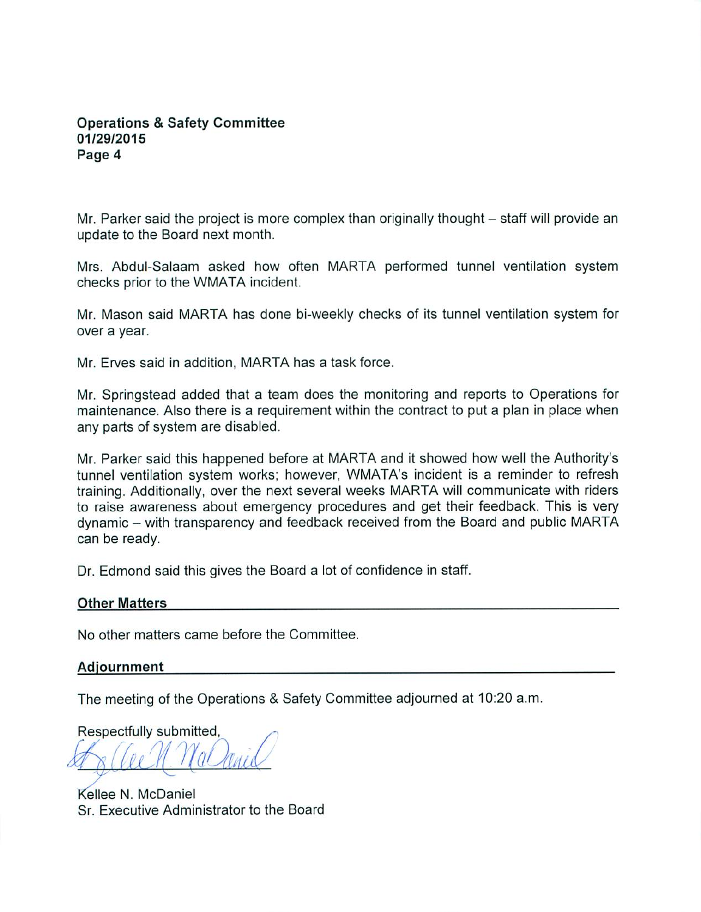Mr. Parker said the project is more complex than originally thought – staff will provide an update to the Board next month.

Mrs. Abdul-Salaam asked how often MARTA performed tunnel ventilation system checks prior to the WMATA incident.

Mr. Mason said MARTA has done bi-weekly checks of its tunnel ventilation system for over a year.

Mr. Erves said in addition, MARTA has a task force.

Mr. Springstead added that a team does the monitoring and reports to Operations for maintenance. Also there is a requirement within the contract to put a plan in place when any parts of system are disabled.

Mr. Parker said this happened before at MARTA and it showed how well the Authority's tunnel ventilation system works; however, WMATA's incident is a reminder to refresh training. Additionally, over the next several weeks MARTA will communicate with riders to raise awareness about emergency procedures and get their feedback. This is very dynamic – with transparency and feedback received from the Board and public MARTA can be ready.

Dr. Edmond said this gives the Board a lot of confidence in staff.

## Other Matters

No other matters came before the Committee.

## Adjournment

The meeting of the Operations & Safety Committee adjourned at 10:20 a.m.

Respectfully submitted,

Kellee N. McDaniel
Sr. Executive Administrator to the Board